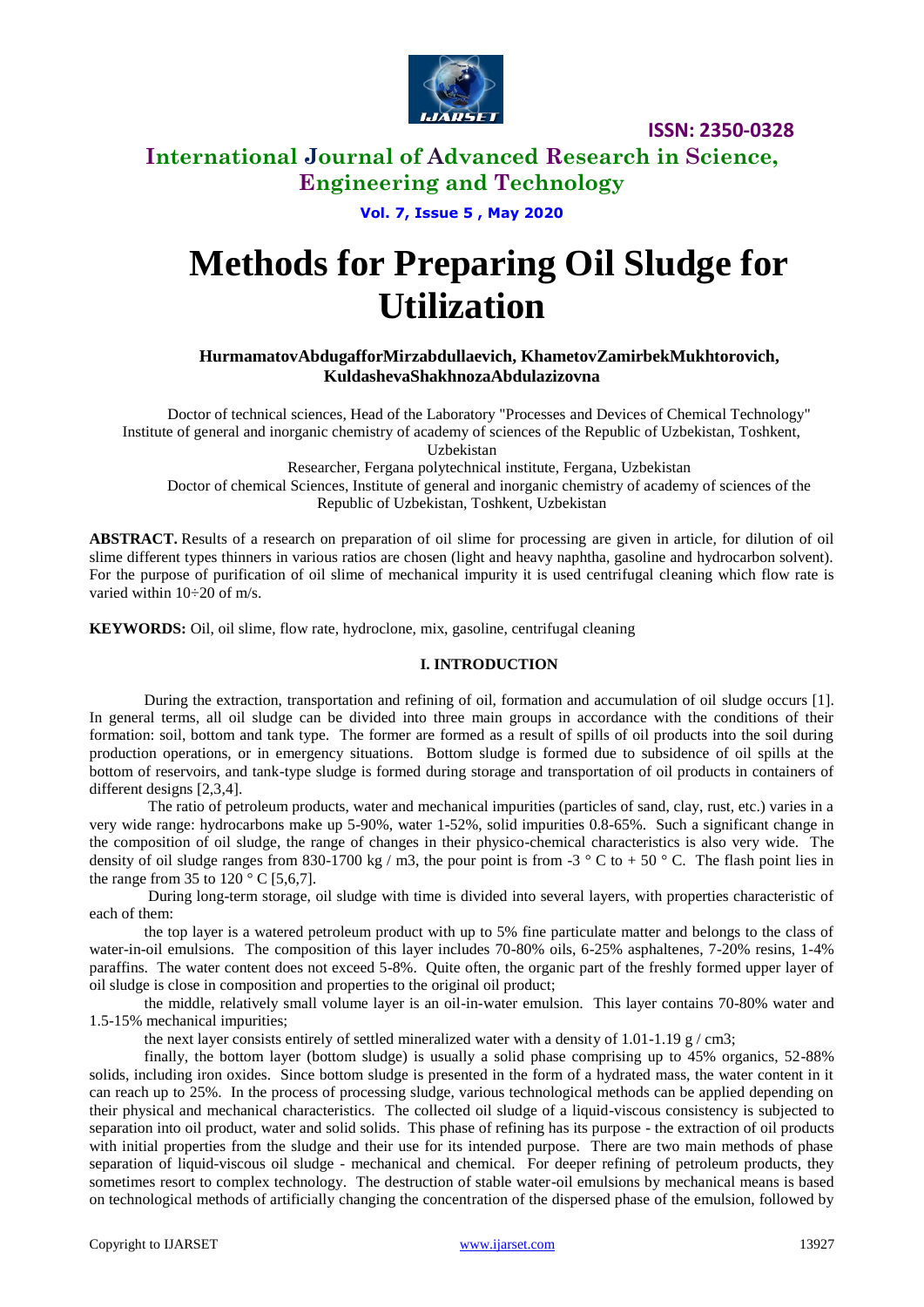# Methods for Preparing Oil Sludge for Utilization

**HurmamatovAbdugafforMirzabdullaevich, KhametovZamirbekMukhtorovich, KuldashevaShakhnozaAbdulazizovna**

Doctor of technical sciences, Head of the Laboratory "Processes and Devices of Chemical Technology" Institute of general and inorganic chemistry of academy of sciences of the Republic of Uzbekistan, Toshkent, Uzbekistan

Researcher, Fergana polytechnical institute, Fergana, Uzbekistan

Doctor of chemical Sciences, Institute of general and inorganic chemistry of academy of sciences of the Republic of Uzbekistan, Toshkent, Uzbekistan

**ABSTRACT.** Results of a research on preparation of oil slime for processing are given in article, for dilution of oil slime different types thinners in various ratios are chosen (light and heavy naphtha, gasoline and hydrocarbon solvent). For the purpose of purification of oil slime of mechanical impurity it is used centrifugal cleaning which flow rate is varied within 10÷20 of m/s.

**KEYWORDS:** Oil, oil slime, flow rate, hydroclone, mix, gasoline, centrifugal cleaning

## I. INTRODUCTION

During the extraction, transportation and refining of oil, formation and accumulation of oil sludge occurs [1]. In general terms, all oil sludge can be divided into three main groups in accordance with the conditions of their formation: soil, bottom and tank type. The former are formed as a result of spills of oil products into the soil during production operations, or in emergency situations. Bottom sludge is formed due to subsidence of oil spills at the bottom of reservoirs, and tank-type sludge is formed during storage and transportation of oil products in containers of different designs [2,3,4].

The ratio of petroleum products, water and mechanical impurities (particles of sand, clay, rust, etc.) varies in a very wide range: hydrocarbons make up 5-90%, water 1-52%, solid impurities 0.8-65%. Such a significant change in the composition of oil sludge, the range of changes in their physico-chemical characteristics is also very wide. The density of oil sludge ranges from 830-1700 kg / m3, the pour point is from -3 ° C to + 50 ° C. The flash point lies in the range from 35 to 120 ° C [5,6,7].

During long-term storage, oil sludge with time is divided into several layers, with properties characteristic of each of them:

the top layer is a watered petroleum product with up to 5% fine particulate matter and belongs to the class of water-in-oil emulsions. The composition of this layer includes 70-80% oils, 6-25% asphaltenes, 7-20% resins, 1-4% paraffins. The water content does not exceed 5-8%. Quite often, the organic part of the freshly formed upper layer of oil sludge is close in composition and properties to the original oil product;

the middle, relatively small volume layer is an oil-in-water emulsion. This layer contains 70-80% water and 1.5-15% mechanical impurities;

the next layer consists entirely of settled mineralized water with a density of 1.01-1.19 g / cm3;

finally, the bottom layer (bottom sludge) is usually a solid phase comprising up to 45% organics, 52-88% solids, including iron oxides. Since bottom sludge is presented in the form of a hydrated mass, the water content in it can reach up to 25%. In the process of processing sludge, various technological methods can be applied depending on their physical and mechanical characteristics. The collected oil sludge of a liquid-viscous consistency is subjected to separation into oil product, water and solid solids. This phase of refining has its purpose - the extraction of oil products with initial properties from the sludge and their use for its intended purpose. There are two main methods of phase separation of liquid-viscous oil sludge - mechanical and chemical. For deeper refining of petroleum products, they sometimes resort to complex technology. The destruction of stable water-oil emulsions by mechanical means is based on technological methods of artificially changing the concentration of the dispersed phase of the emulsion, followed by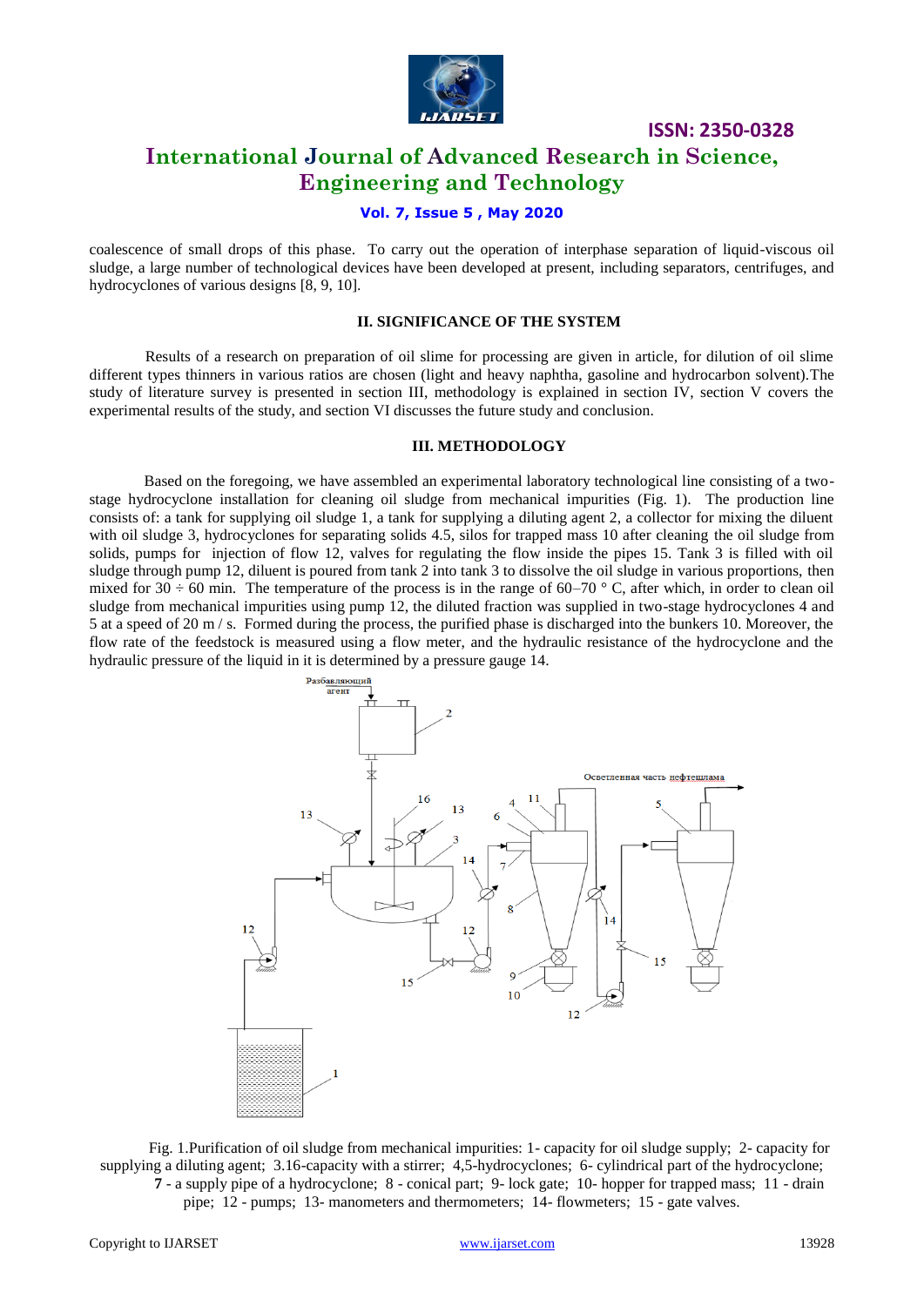coalescence of small drops of this phase. To carry out the operation of interphase separation of liquid-viscous oil sludge, a large number of technological devices have been developed at present, including separators, centrifuges, and hydrocyclones of various designs [8, 9, 10].

## II. SIGNIFICANCE OF THE SYSTEM

Results of a research on preparation of oil slime for processing are given in article, for dilution of oil slime different types thinners in various ratios are chosen (light and heavy naphtha, gasoline and hydrocarbon solvent).The study of literature survey is presented in section III, methodology is explained in section IV, section V covers the experimental results of the study, and section VI discusses the future study and conclusion.

## III. METHODOLOGY

Based on the foregoing, we have assembled an experimental laboratory technological line consisting of a two-stage hydrocyclone installation for cleaning oil sludge from mechanical impurities (Fig. 1). The production line consists of: a tank for supplying oil sludge 1, a tank for supplying a diluting agent 2, a collector for mixing the diluent with oil sludge 3, hydrocyclones for separating solids 4.5, silos for trapped mass 10 after cleaning the oil sludge from solids, pumps for injection of flow 12, valves for regulating the flow inside the pipes 15. Tank 3 is filled with oil sludge through pump 12, diluent is poured from tank 2 into tank 3 to dissolve the oil sludge in various proportions, then mixed for 30 ÷ 60 min. The temperature of the process is in the range of 60–70 ° C, after which, in order to clean oil sludge from mechanical impurities using pump 12, the diluted fraction was supplied in two-stage hydrocyclones 4 and 5 at a speed of 20 m / s. Formed during the process, the purified phase is discharged into the bunkers 10. Moreover, the flow rate of the feedstock is measured using a flow meter, and the hydraulic resistance of the hydrocyclone and the hydraulic pressure of the liquid in it is determined by a pressure gauge 14.

Fig. 1.Purification of oil sludge from mechanical impurities: 1- capacity for oil sludge supply; 2- capacity for supplying a diluting agent; 3.16-capacity with a stirrer; 4,5-hydrocyclones; 6- cylindrical part of the hydrocyclone; **7** - a supply pipe of a hydrocyclone; 8 - conical part; 9- lock gate; 10- hopper for trapped mass; 11 - drain pipe; 12 - pumps; 13- manometers and thermometers; 14- flowmeters; 15 - gate valves.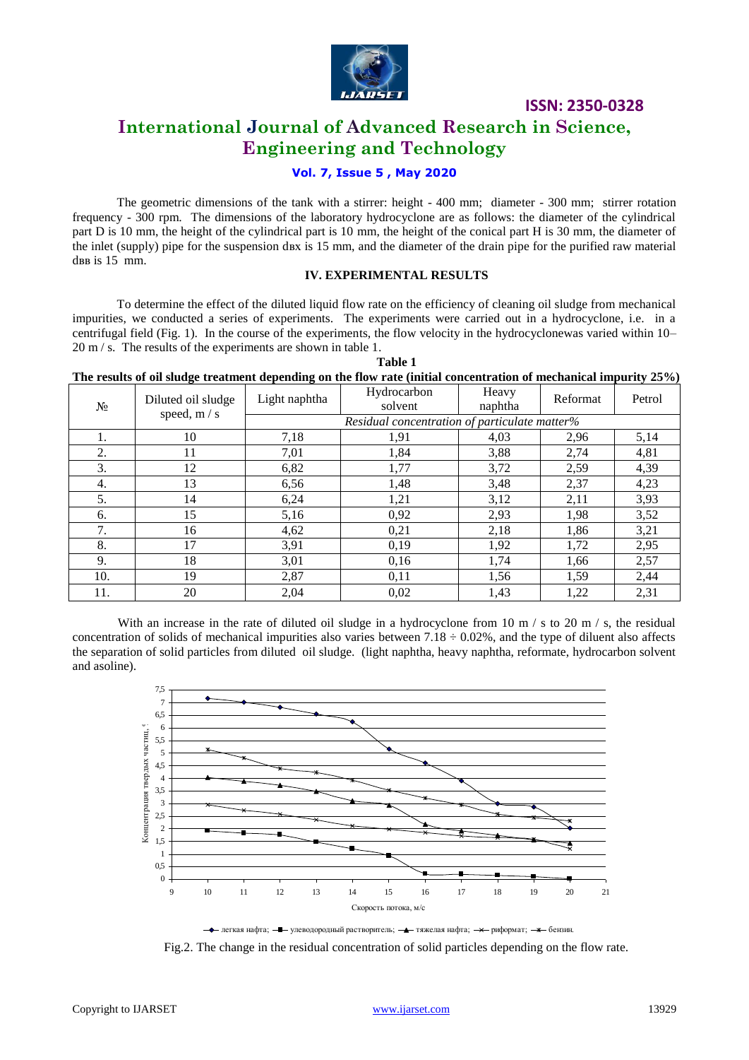The geometric dimensions of the tank with a stirrer: height - 400 mm; diameter - 300 mm; stirrer rotation frequency - 300 rpm. The dimensions of the laboratory hydrocyclone are as follows: the diameter of the cylindrical part D is 10 mm, the height of the cylindrical part is 10 mm, the height of the conical part H is 30 mm, the diameter of the inlet (supply) pipe for the suspension $d_{вх}$ is 15 mm, and the diameter of the drain pipe for the purified raw material $d_{вв}$ is 15 mm.

## IV. EXPERIMENTAL RESULTS

To determine the effect of the diluted liquid flow rate on the efficiency of cleaning oil sludge from mechanical impurities, we conducted a series of experiments. The experiments were carried out in a hydrocyclone, i.e. in a centrifugal field (Fig. 1). In the course of the experiments, the flow velocity in the hydrocyclonewas varied within 10–20 m / s. The results of the experiments are shown in table 1.

**Table 1**

**The results of oil sludge treatment depending on the flow rate (initial concentration of mechanical impurity 25%)**

| № | Diluted oil sludge speed, m / s | Light naphtha | Hydrocarbon solvent | Heavy naphtha | Reformat | Petrol |
|---|---|---|---|---|---|---|
| | | *Residual concentration of particulate matter%* | | | | |
| 1. | 10 | 7,18 | 1,91 | 4,03 | 2,96 | 5,14 |
| 2. | 11 | 7,01 | 1,84 | 3,88 | 2,74 | 4,81 |
| 3. | 12 | 6,82 | 1,77 | 3,72 | 2,59 | 4,39 |
| 4. | 13 | 6,56 | 1,48 | 3,48 | 2,37 | 4,23 |
| 5. | 14 | 6,24 | 1,21 | 3,12 | 2,11 | 3,93 |
| 6. | 15 | 5,16 | 0,92 | 2,93 | 1,98 | 3,52 |
| 7. | 16 | 4,62 | 0,21 | 2,18 | 1,86 | 3,21 |
| 8. | 17 | 3,91 | 0,19 | 1,92 | 1,72 | 2,95 |
| 9. | 18 | 3,01 | 0,16 | 1,74 | 1,66 | 2,57 |
| 10. | 19 | 2,87 | 0,11 | 1,56 | 1,59 | 2,44 |
| 11. | 20 | 2,04 | 0,02 | 1,43 | 1,22 | 2,31 |

With an increase in the rate of diluted oil sludge in a hydrocyclone from 10 m / s to 20 m / s, the residual concentration of solids of mechanical impurities also varies between 7.18 ÷ 0.02%, and the type of diluent also affects the separation of solid particles from diluted oil sludge. (light naphtha, heavy naphtha, reformate, hydrocarbon solvent and asoline).

Fig.2. The change in the residual concentration of solid particles depending on the flow rate.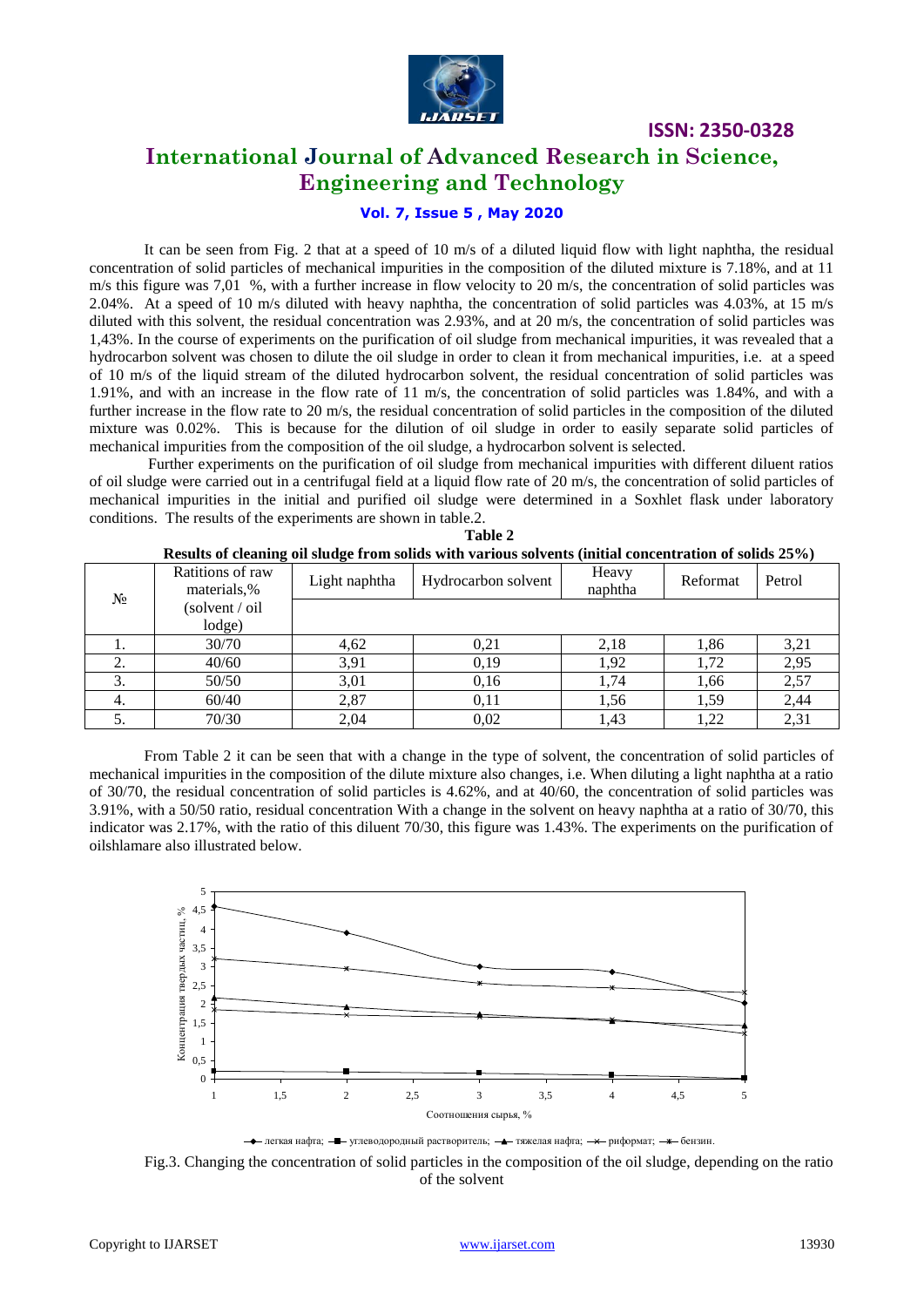It can be seen from Fig. 2 that at a speed of 10 m/s of a diluted liquid flow with light naphtha, the residual concentration of solid particles of mechanical impurities in the composition of the diluted mixture is 7.18%, and at 11 m/s this figure was 7,01 %, with a further increase in flow velocity to 20 m/s, the concentration of solid particles was 2.04%. At a speed of 10 m/s diluted with heavy naphtha, the concentration of solid particles was 4.03%, at 15 m/s diluted with this solvent, the residual concentration was 2.93%, and at 20 m/s, the concentration of solid particles was 1,43%. In the course of experiments on the purification of oil sludge from mechanical impurities, it was revealed that a hydrocarbon solvent was chosen to dilute the oil sludge in order to clean it from mechanical impurities, i.e. at a speed of 10 m/s of the liquid stream of the diluted hydrocarbon solvent, the residual concentration of solid particles was 1.91%, and with an increase in the flow rate of 11 m/s, the concentration of solid particles was 1.84%, and with a further increase in the flow rate to 20 m/s, the residual concentration of solid particles in the composition of the diluted mixture was 0.02%. This is because for the dilution of oil sludge in order to easily separate solid particles of mechanical impurities from the composition of the oil sludge, a hydrocarbon solvent is selected.

Further experiments on the purification of oil sludge from mechanical impurities with different diluent ratios of oil sludge were carried out in a centrifugal field at a liquid flow rate of 20 m/s, the concentration of solid particles of mechanical impurities in the initial and purified oil sludge were determined in a Soxhlet flask under laboratory conditions. The results of the experiments are shown in table.2.

**Table 2**

**Results of cleaning oil sludge from solids with various solvents (initial concentration of solids 25%)**

| № | Ratitions of raw materials,% (solvent / oil lodge) | Light naphtha | Hydrocarbon solvent | Heavy naphtha | Reformat | Petrol |
|---|---|---|---|---|---|---|
| 1. | 30/70 | 4,62 | 0,21 | 2,18 | 1,86 | 3,21 |
| 2. | 40/60 | 3,91 | 0,19 | 1,92 | 1,72 | 2,95 |
| 3. | 50/50 | 3,01 | 0,16 | 1,74 | 1,66 | 2,57 |
| 4. | 60/40 | 2,87 | 0,11 | 1,56 | 1,59 | 2,44 |
| 5. | 70/30 | 2,04 | 0,02 | 1,43 | 1,22 | 2,31 |

From Table 2 it can be seen that with a change in the type of solvent, the concentration of solid particles of mechanical impurities in the composition of the dilute mixture also changes, i.e. When diluting a light naphtha at a ratio of 30/70, the residual concentration of solid particles is 4.62%, and at 40/60, the concentration of solid particles was 3.91%, with a 50/50 ratio, residual concentration With a change in the solvent on heavy naphtha at a ratio of 30/70, this indicator was 2.17%, with the ratio of this diluent 70/30, this figure was 1.43%. The experiments on the purification of oilshlamare also illustrated below.

Fig.3. Changing the concentration of solid particles in the composition of the oil sludge, depending on the ratio of the solvent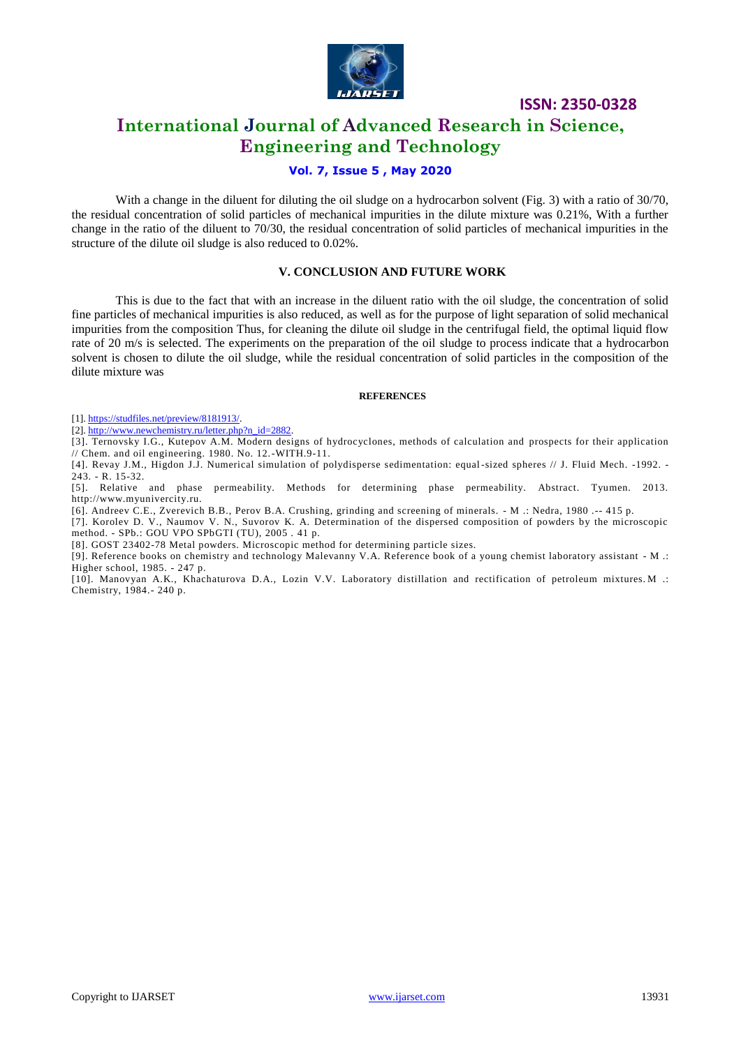With a change in the diluent for diluting the oil sludge on a hydrocarbon solvent (Fig. 3) with a ratio of 30/70, the residual concentration of solid particles of mechanical impurities in the dilute mixture was 0.21%, With a further change in the ratio of the diluent to 70/30, the residual concentration of solid particles of mechanical impurities in the structure of the dilute oil sludge is also reduced to 0.02%.

## V. CONCLUSION AND FUTURE WORK

This is due to the fact that with an increase in the diluent ratio with the oil sludge, the concentration of solid fine particles of mechanical impurities is also reduced, as well as for the purpose of light separation of solid mechanical impurities from the composition Thus, for cleaning the dilute oil sludge in the centrifugal field, the optimal liquid flow rate of 20 m/s is selected. The experiments on the preparation of the oil sludge to process indicate that a hydrocarbon solvent is chosen to dilute the oil sludge, while the residual concentration of solid particles in the composition of the dilute mixture was

### REFERENCES

[1]. https://studfiles.net/preview/8181913/.

[2]. http://www.newchemistry.ru/letter.php?n_id=2882.

[3]. Ternovsky I.G., Kutepov A.M. Modern designs of hydrocyclones, methods of calculation and prospects for their application // Chem. and oil engineering. 1980. No. 12.-WITH.9-11.

[4]. Revay J.M., Higdon J.J. Numerical simulation of polydisperse sedimentation: equal-sized spheres // J. Fluid Mech. -1992. - 243. - R. 15-32.

[5]. Relative and phase permeability. Methods for determining phase permeability. Abstract. Tyumen. 2013. http://www.myunivercity.ru.

[6]. Andreev C.E., Zverevich B.B., Perov B.A. Crushing, grinding and screening of minerals. - M .: Nedra, 1980 .-- 415 p.

[7]. Korolev D. V., Naumov V. N., Suvorov K. A. Determination of the dispersed composition of powders by the microscopic method. - SPb.: GOU VPO SPbGTI (TU), 2005 . 41 p.

[8]. GOST 23402-78 Metal powders. Microscopic method for determining particle sizes.

[9]. Reference books on chemistry and technology Malevanny V.A. Reference book of a young chemist laboratory assistant - M .: Higher school, 1985. - 247 p.

[10]. Manovyan A.K., Khachaturova D.A., Lozin V.V. Laboratory distillation and rectification of petroleum mixtures. M .: Chemistry, 1984.- 240 p.